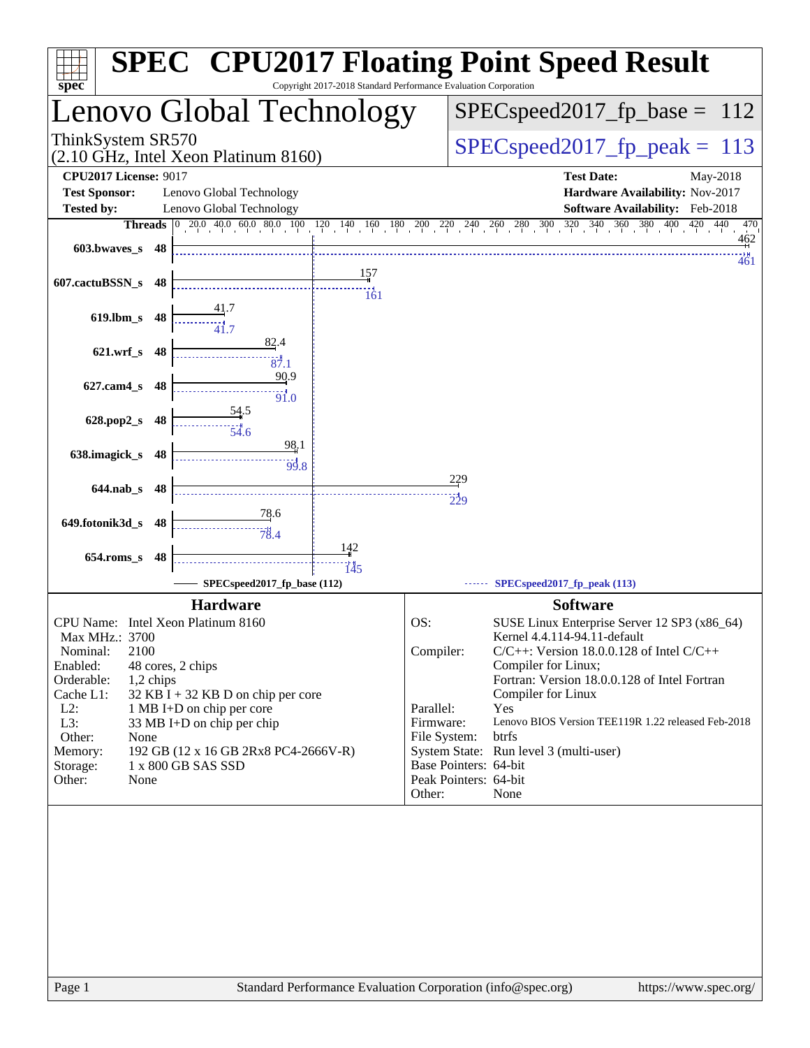# SPEC CPU2017 Floating Point Speed Result

Copyright 2017-2018 Standard Performance Evaluation Corporation

## Lenovo Global Technology

ThinkSystem SR570
(2.10 GHz, Intel Xeon Platinum 8160)

SPECspeed2017_fp_base = 112

SPECspeed2017_fp_peak = 113

| | | | |
|---|---|---|---|
| **CPU2017 License:** | 9017 | **Test Date:** | May-2018 |
| **Test Sponsor:** | Lenovo Global Technology | **Hardware Availability:** | Nov-2017 |
| **Tested by:** | Lenovo Global Technology | **Software Availability:** | Feb-2018 |

| Benchmark | Threads | SPECspeed2017_fp_base (112) | SPECspeed2017_fp_peak (113) |
|---|---|---|---|
| 603.bwaves_s | 48 | 462 | 461 |
| 607.cactuBSSN_s | 48 | 157 | 161 |
| 619.lbm_s | 48 | 41.7 | 41.7 |
| 621.wrf_s | 48 | 82.4 | 87.1 |
| 627.cam4_s | 48 | 90.9 | 91.0 |
| 628.pop2_s | 48 | 54.5 | 54.6 |
| 638.imagick_s | 48 | 98.1 | 99.8 |
| 644.nab_s | 48 | 229 | 229 |
| 649.fotonik3d_s | 48 | 78.6 | 78.4 |
| 654.roms_s | 48 | 142 | 145 |

### Hardware

| | |
|---|---|
| CPU Name: | Intel Xeon Platinum 8160 |
| Max MHz.: | 3700 |
| Nominal: | 2100 |
| Enabled: | 48 cores, 2 chips |
| Orderable: | 1,2 chips |
| Cache L1: | 32 KB I + 32 KB D on chip per core |
| L2: | 1 MB I+D on chip per core |
| L3: | 33 MB I+D on chip per chip |
| Other: | None |
| Memory: | 192 GB (12 x 16 GB 2Rx8 PC4-2666V-R) |
| Storage: | 1 x 800 GB SAS SSD |
| Other: | None |

### Software

| | |
|---|---|
| OS: | SUSE Linux Enterprise Server 12 SP3 (x86_64) Kernel 4.4.114-94.11-default |
| Compiler: | C/C++: Version 18.0.0.128 of Intel C/C++ Compiler for Linux; Fortran: Version 18.0.0.128 of Intel Fortran Compiler for Linux |
| Parallel: | Yes |
| Firmware: | Lenovo BIOS Version TEE119R 1.22 released Feb-2018 |
| File System: | btrfs |
| System State: | Run level 3 (multi-user) |
| Base Pointers: | 64-bit |
| Peak Pointers: | 64-bit |
| Other: | None |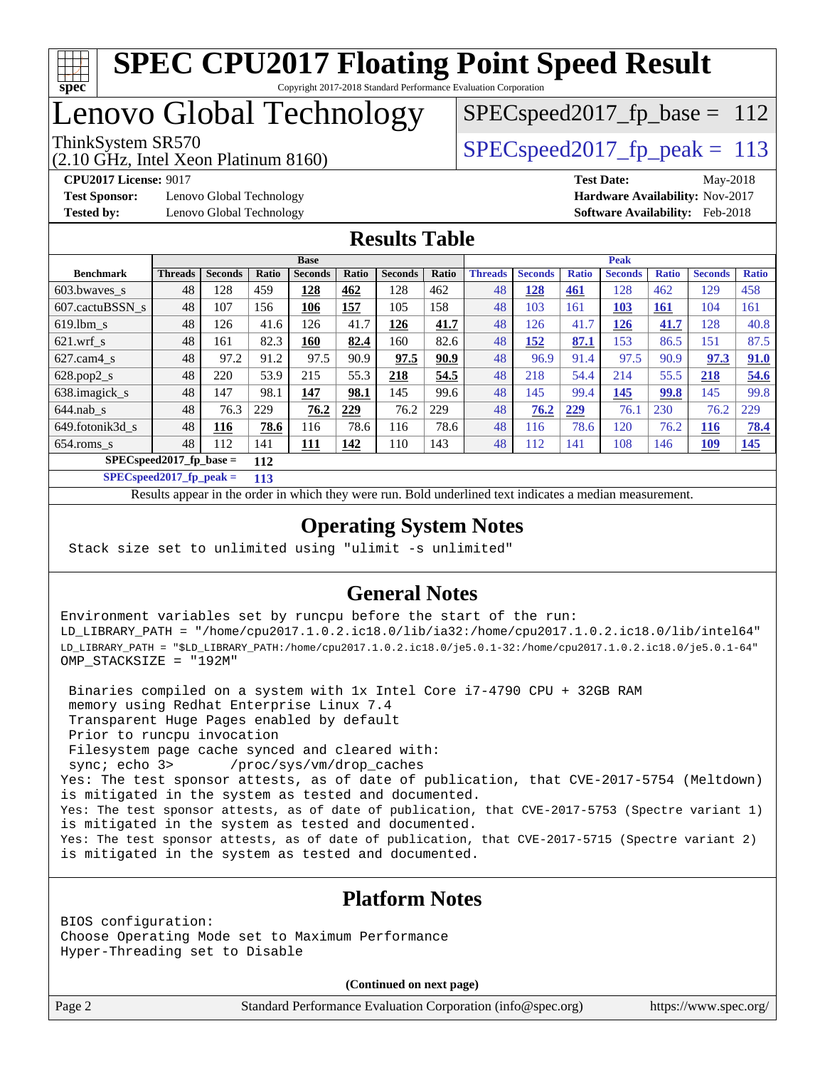# SPEC CPU2017 Floating Point Speed Result

Copyright 2017-2018 Standard Performance Evaluation Corporation

# Lenovo Global Technology

ThinkSystem SR570
(2.10 GHz, Intel Xeon Platinum 8160)

SPECspeed2017_fp_base = 112

SPECspeed2017_fp_peak = 113

**CPU2017 License:** 9017
**Test Sponsor:** Lenovo Global Technology
**Tested by:** Lenovo Global Technology

**Test Date:** May-2018
**Hardware Availability:** Nov-2017
**Software Availability:** Feb-2018

## Results Table

| | Base | | | | | | | Peak | | | | | | |
|---|---|---|---|---|---|---|---|---|---|---|---|---|---|---|
| **Benchmark** | **Threads** | **Seconds** | **Ratio** | **Seconds** | **Ratio** | **Seconds** | **Ratio** | **Threads** | **Seconds** | **Ratio** | **Seconds** | **Ratio** | **Seconds** | **Ratio** |
| 603.bwaves_s | 48 | 128 | 459 | **128** | **462** | 128 | 462 | 48 | **128** | **461** | 128 | 462 | 129 | 458 |
| 607.cactuBSSN_s | 48 | 107 | 156 | **106** | **157** | 105 | 158 | 48 | 103 | 161 | **103** | **161** | 104 | 161 |
| 619.lbm_s | 48 | 126 | 41.6 | 126 | 41.7 | **126** | **41.7** | 48 | 126 | 41.7 | **126** | **41.7** | 128 | 40.8 |
| 621.wrf_s | 48 | 161 | 82.3 | **160** | **82.4** | 160 | 82.6 | 48 | **152** | **87.1** | 153 | 86.5 | 151 | 87.5 |
| 627.cam4_s | 48 | 97.2 | 91.2 | 97.5 | 90.9 | **97.5** | **90.9** | 48 | 96.9 | 91.4 | 97.5 | 90.9 | **97.3** | **91.0** |
| 628.pop2_s | 48 | 220 | 53.9 | 215 | 55.3 | **218** | **54.5** | 48 | 218 | 54.4 | 214 | 55.5 | **218** | **54.6** |
| 638.imagick_s | 48 | 147 | 98.1 | **147** | **98.1** | 145 | 99.6 | 48 | 145 | 99.4 | **145** | **99.8** | 145 | 99.8 |
| 644.nab_s | 48 | 76.3 | 229 | **76.2** | **229** | 76.2 | 229 | 48 | **76.2** | **229** | 76.1 | 230 | 76.2 | 229 |
| 649.fotonik3d_s | 48 | **116** | **78.6** | 116 | 78.6 | 116 | 78.6 | 48 | 116 | 78.6 | 120 | 76.2 | **116** | **78.4** |
| 654.roms_s | 48 | 112 | 141 | **111** | **142** | 110 | 143 | 48 | 112 | 141 | 108 | 146 | **109** | **145** |

**SPECspeed2017_fp_base = 112**

**SPECspeed2017_fp_peak = 113**

Results appear in the order in which they were run. Bold underlined text indicates a median measurement.

## Operating System Notes

```
Stack size set to unlimited using "ulimit -s unlimited"
```

## General Notes

```
Environment variables set by runcpu before the start of the run:
LD_LIBRARY_PATH = "/home/cpu2017.1.0.2.ic18.0/lib/ia32:/home/cpu2017.1.0.2.ic18.0/lib/intel64"
LD_LIBRARY_PATH = "$LD_LIBRARY_PATH:/home/cpu2017.1.0.2.ic18.0/je5.0.1-32:/home/cpu2017.1.0.2.ic18.0/je5.0.1-64"
OMP_STACKSIZE = "192M"

 Binaries compiled on a system with 1x Intel Core i7-4790 CPU + 32GB RAM
 memory using Redhat Enterprise Linux 7.4
 Transparent Huge Pages enabled by default
 Prior to runcpu invocation
 Filesystem page cache synced and cleared with:
 sync; echo 3>       /proc/sys/vm/drop_caches
Yes: The test sponsor attests, as of date of publication, that CVE-2017-5754 (Meltdown)
is mitigated in the system as tested and documented.
Yes: The test sponsor attests, as of date of publication, that CVE-2017-5753 (Spectre variant 1)
is mitigated in the system as tested and documented.
Yes: The test sponsor attests, as of date of publication, that CVE-2017-5715 (Spectre variant 2)
is mitigated in the system as tested and documented.
```

## Platform Notes

```
BIOS configuration:
Choose Operating Mode set to Maximum Performance
Hyper-Threading set to Disable
```

**(Continued on next page)**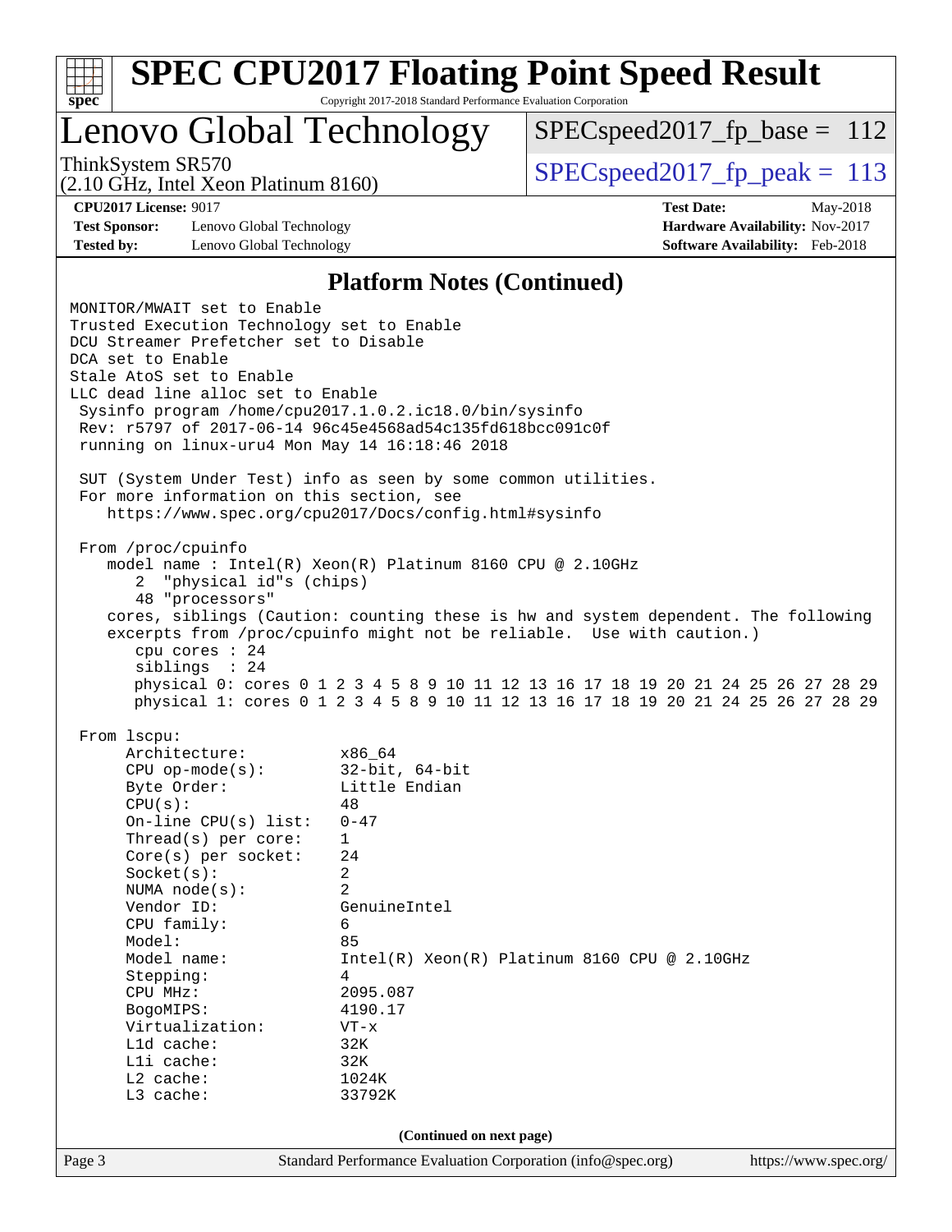## Platform Notes (Continued)

```
MONITOR/MWAIT set to Enable
Trusted Execution Technology set to Enable
DCU Streamer Prefetcher set to Disable
DCA set to Enable
Stale AtoS set to Enable
LLC dead line alloc set to Enable
 Sysinfo program /home/cpu2017.1.0.2.ic18.0/bin/sysinfo
 Rev: r5797 of 2017-06-14 96c45e4568ad54c135fd618bcc091c0f
 running on linux-uru4 Mon May 14 16:18:46 2018

 SUT (System Under Test) info as seen by some common utilities.
 For more information on this section, see
    https://www.spec.org/cpu2017/Docs/config.html#sysinfo

 From /proc/cpuinfo
    model name : Intel(R) Xeon(R) Platinum 8160 CPU @ 2.10GHz
       2  "physical id"s (chips)
       48 "processors"
    cores, siblings (Caution: counting these is hw and system dependent. The following
    excerpts from /proc/cpuinfo might not be reliable.  Use with caution.)
       cpu cores : 24
       siblings  : 24
       physical 0: cores 0 1 2 3 4 5 8 9 10 11 12 13 16 17 18 19 20 21 24 25 26 27 28 29
       physical 1: cores 0 1 2 3 4 5 8 9 10 11 12 13 16 17 18 19 20 21 24 25 26 27 28 29

 From lscpu:
      Architecture:          x86_64
      CPU op-mode(s):        32-bit, 64-bit
      Byte Order:            Little Endian
      CPU(s):                48
      On-line CPU(s) list:   0-47
      Thread(s) per core:    1
      Core(s) per socket:    24
      Socket(s):             2
      NUMA node(s):          2
      Vendor ID:             GenuineIntel
      CPU family:            6
      Model:                 85
      Model name:            Intel(R) Xeon(R) Platinum 8160 CPU @ 2.10GHz
      Stepping:              4
      CPU MHz:               2095.087
      BogoMIPS:              4190.17
      Virtualization:        VT-x
      L1d cache:             32K
      L1i cache:             32K
      L2 cache:              1024K
      L3 cache:              33792K
```

**(Continued on next page)**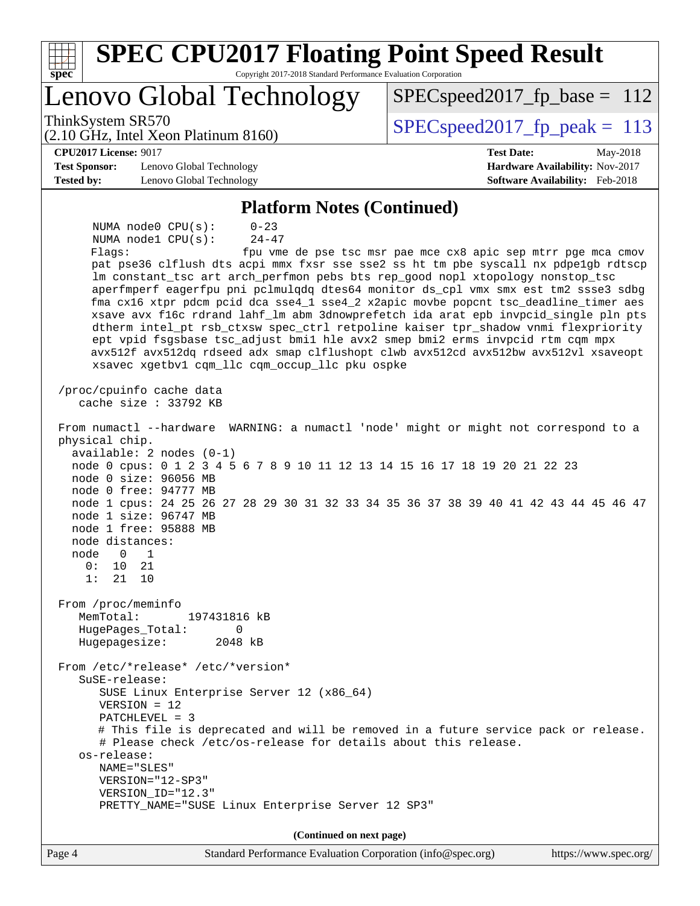## Platform Notes (Continued)

```
     NUMA node0 CPU(s):     0-23
     NUMA node1 CPU(s):     24-47
     Flags:                 fpu vme de pse tsc msr pae mce cx8 apic sep mtrr pge mca cmov
     pat pse36 clflush dts acpi mmx fxsr sse sse2 ss ht tm pbe syscall nx pdpe1gb rdtscp
     lm constant_tsc art arch_perfmon pebs bts rep_good nopl xtopology nonstop_tsc
     aperfmperf eagerfpu pni pclmulqdq dtes64 monitor ds_cpl vmx smx est tm2 ssse3 sdbg
     fma cx16 xtpr pdcm pcid dca sse4_1 sse4_2 x2apic movbe popcnt tsc_deadline_timer aes
     xsave avx f16c rdrand lahf_lm abm 3dnowprefetch ida arat epb invpcid_single pln pts
     dtherm intel_pt rsb_ctxsw spec_ctrl retpoline kaiser tpr_shadow vnmi flexpriority
     ept vpid fsgsbase tsc_adjust bmi1 hle avx2 smep bmi2 erms invpcid rtm cqm mpx
     avx512f avx512dq rdseed adx smap clflushopt clwb avx512cd avx512bw avx512vl xsaveopt
     xsavec xgetbv1 cqm_llc cqm_occup_llc pku ospke

 /proc/cpuinfo cache data
    cache size : 33792 KB

 From numactl --hardware  WARNING: a numactl 'node' might or might not correspond to a
 physical chip.
   available: 2 nodes (0-1)
   node 0 cpus: 0 1 2 3 4 5 6 7 8 9 10 11 12 13 14 15 16 17 18 19 20 21 22 23
   node 0 size: 96056 MB
   node 0 free: 94777 MB
   node 1 cpus: 24 25 26 27 28 29 30 31 32 33 34 35 36 37 38 39 40 41 42 43 44 45 46 47
   node 1 size: 96747 MB
   node 1 free: 95888 MB
   node distances:
   node   0   1
     0:  10  21
     1:  21  10

 From /proc/meminfo
    MemTotal:       197431816 kB
    HugePages_Total:       0
    Hugepagesize:       2048 kB

 From /etc/*release* /etc/*version*
    SuSE-release:
       SUSE Linux Enterprise Server 12 (x86_64)
       VERSION = 12
       PATCHLEVEL = 3
       # This file is deprecated and will be removed in a future service pack or release.
       # Please check /etc/os-release for details about this release.
    os-release:
       NAME="SLES"
       VERSION="12-SP3"
       VERSION_ID="12.3"
       PRETTY_NAME="SUSE Linux Enterprise Server 12 SP3"
```

(Continued on next page)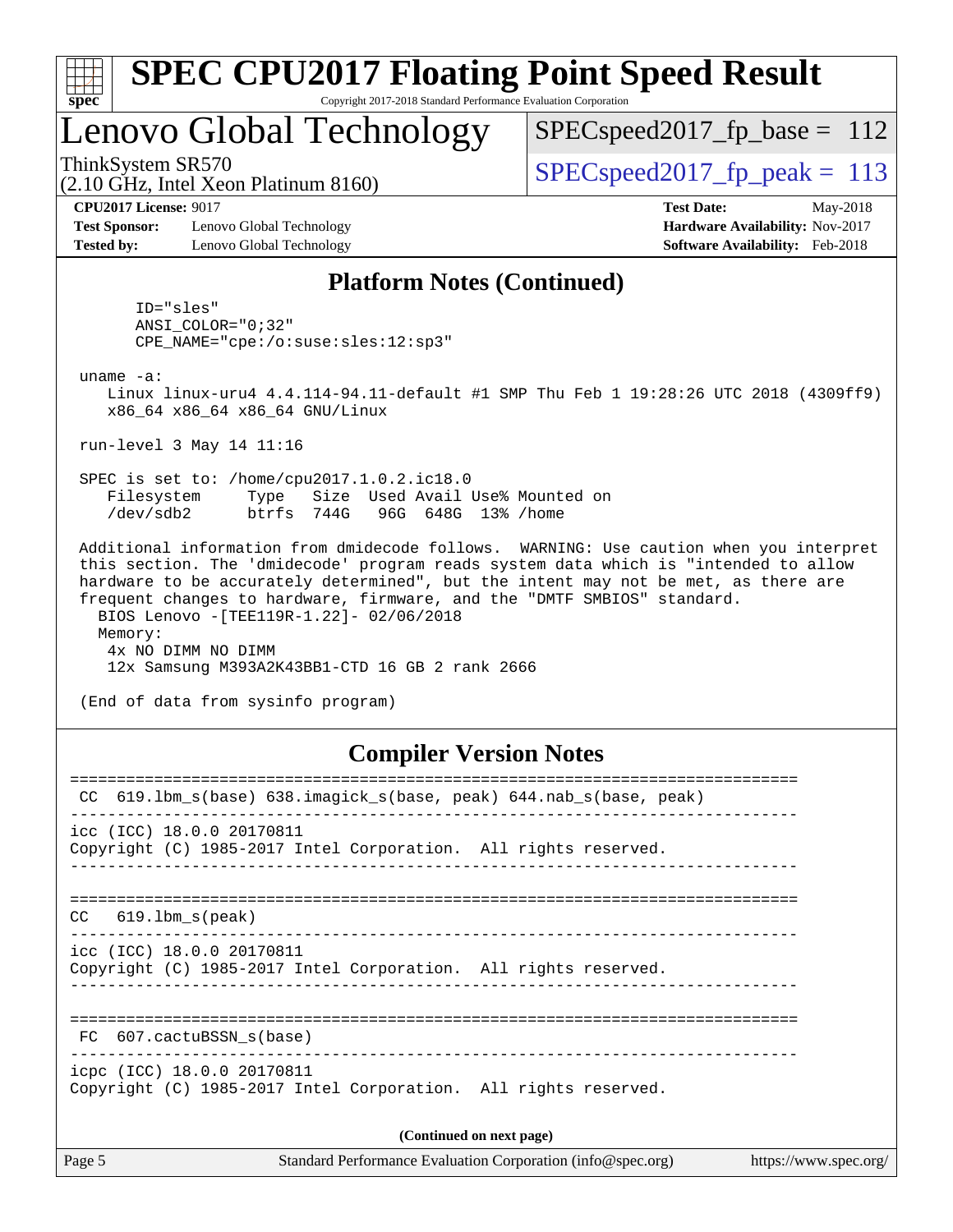## Platform Notes (Continued)

```
      ID="sles"
      ANSI_COLOR="0;32"
      CPE_NAME="cpe:/o:suse:sles:12:sp3"

 uname -a:
    Linux linux-uru4 4.4.114-94.11-default #1 SMP Thu Feb 1 19:28:26 UTC 2018 (4309ff9)
    x86_64 x86_64 x86_64 GNU/Linux

 run-level 3 May 14 11:16

 SPEC is set to: /home/cpu2017.1.0.2.ic18.0
    Filesystem     Type   Size  Used Avail Use% Mounted on
    /dev/sdb2      btrfs  744G   96G  648G  13% /home

 Additional information from dmidecode follows.  WARNING: Use caution when you interpret
 this section. The 'dmidecode' program reads system data which is "intended to allow
 hardware to be accurately determined", but the intent may not be met, as there are
 frequent changes to hardware, firmware, and the "DMTF SMBIOS" standard.
   BIOS Lenovo -[TEE119R-1.22]- 02/06/2018
   Memory:
    4x NO DIMM NO DIMM
    12x Samsung M393A2K43BB1-CTD 16 GB 2 rank 2666

 (End of data from sysinfo program)
```

## Compiler Version Notes

```
==============================================================================
 CC  619.lbm_s(base) 638.imagick_s(base, peak) 644.nab_s(base, peak)
------------------------------------------------------------------------------
icc (ICC) 18.0.0 20170811
Copyright (C) 1985-2017 Intel Corporation.  All rights reserved.
------------------------------------------------------------------------------

==============================================================================
CC   619.lbm_s(peak)
------------------------------------------------------------------------------
icc (ICC) 18.0.0 20170811
Copyright (C) 1985-2017 Intel Corporation.  All rights reserved.
------------------------------------------------------------------------------

==============================================================================
 FC  607.cactuBSSN_s(base)
------------------------------------------------------------------------------
icpc (ICC) 18.0.0 20170811
Copyright (C) 1985-2017 Intel Corporation.  All rights reserved.
```

**(Continued on next page)**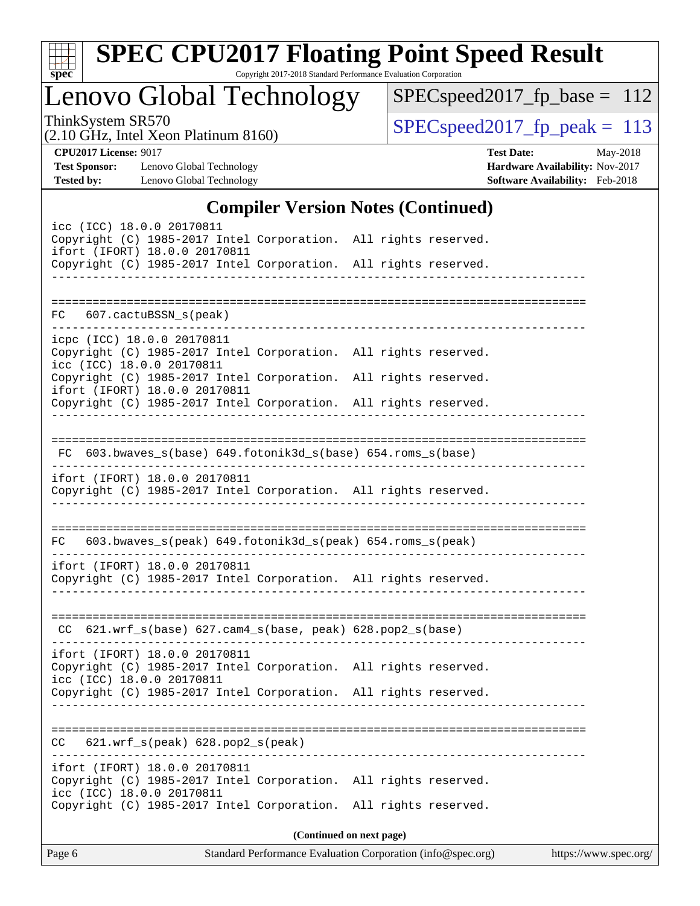## Compiler Version Notes (Continued)

```
icc (ICC) 18.0.0 20170811
Copyright (C) 1985-2017 Intel Corporation.  All rights reserved.
ifort (IFORT) 18.0.0 20170811
Copyright (C) 1985-2017 Intel Corporation.  All rights reserved.
------------------------------------------------------------------------------

==============================================================================
FC  607.cactuBSSN_s(peak)
------------------------------------------------------------------------------
icpc (ICC) 18.0.0 20170811
Copyright (C) 1985-2017 Intel Corporation.  All rights reserved.
icc (ICC) 18.0.0 20170811
Copyright (C) 1985-2017 Intel Corporation.  All rights reserved.
ifort (IFORT) 18.0.0 20170811
Copyright (C) 1985-2017 Intel Corporation.  All rights reserved.
------------------------------------------------------------------------------

==============================================================================
 FC  603.bwaves_s(base) 649.fotonik3d_s(base) 654.roms_s(base)
------------------------------------------------------------------------------
ifort (IFORT) 18.0.0 20170811
Copyright (C) 1985-2017 Intel Corporation.  All rights reserved.
------------------------------------------------------------------------------

==============================================================================
FC  603.bwaves_s(peak) 649.fotonik3d_s(peak) 654.roms_s(peak)
------------------------------------------------------------------------------
ifort (IFORT) 18.0.0 20170811
Copyright (C) 1985-2017 Intel Corporation.  All rights reserved.
------------------------------------------------------------------------------

==============================================================================
 CC  621.wrf_s(base) 627.cam4_s(base, peak) 628.pop2_s(base)
------------------------------------------------------------------------------
ifort (IFORT) 18.0.0 20170811
Copyright (C) 1985-2017 Intel Corporation.  All rights reserved.
icc (ICC) 18.0.0 20170811
Copyright (C) 1985-2017 Intel Corporation.  All rights reserved.
------------------------------------------------------------------------------

==============================================================================
CC  621.wrf_s(peak) 628.pop2_s(peak)
------------------------------------------------------------------------------
ifort (IFORT) 18.0.0 20170811
Copyright (C) 1985-2017 Intel Corporation.  All rights reserved.
icc (ICC) 18.0.0 20170811
Copyright (C) 1985-2017 Intel Corporation.  All rights reserved.
```

**(Continued on next page)**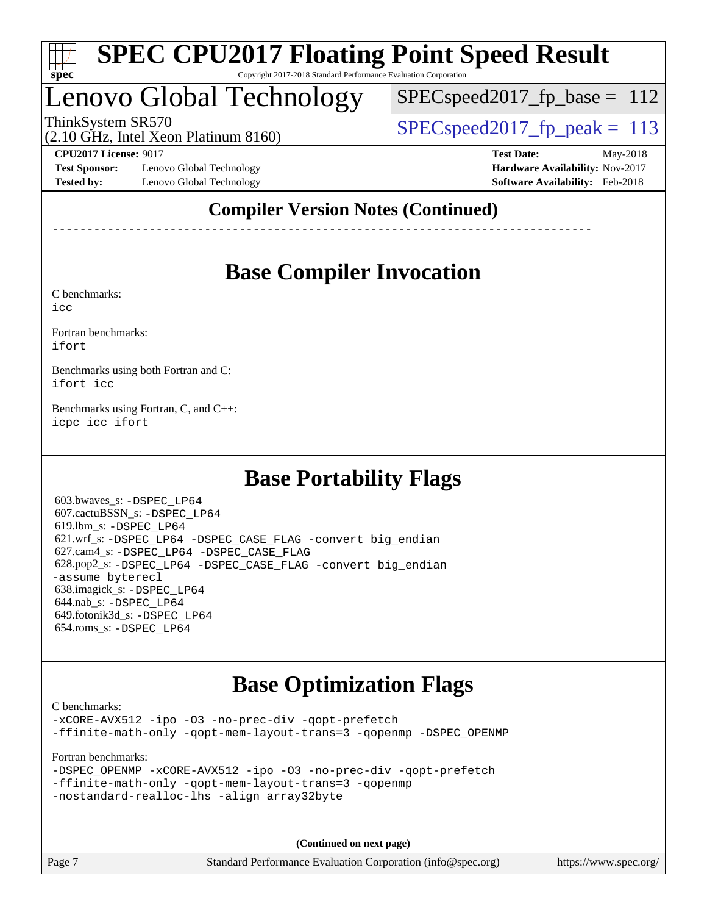## Compiler Version Notes (Continued)

```
------------------------------------------------------------------------------
```

## Base Compiler Invocation

C benchmarks:
`icc`

Fortran benchmarks:
`ifort`

Benchmarks using both Fortran and C:
`ifort icc`

Benchmarks using Fortran, C, and C++:
`icpc icc ifort`

## Base Portability Flags

603.bwaves_s: `-DSPEC_LP64`
607.cactuBSSN_s: `-DSPEC_LP64`
619.lbm_s: `-DSPEC_LP64`
621.wrf_s: `-DSPEC_LP64 -DSPEC_CASE_FLAG -convert big_endian`
627.cam4_s: `-DSPEC_LP64 -DSPEC_CASE_FLAG`
628.pop2_s: `-DSPEC_LP64 -DSPEC_CASE_FLAG -convert big_endian -assume byterecl`
638.imagick_s: `-DSPEC_LP64`
644.nab_s: `-DSPEC_LP64`
649.fotonik3d_s: `-DSPEC_LP64`
654.roms_s: `-DSPEC_LP64`

## Base Optimization Flags

C benchmarks:
```
-xCORE-AVX512 -ipo -O3 -no-prec-div -qopt-prefetch
-ffinite-math-only -qopt-mem-layout-trans=3 -qopenmp -DSPEC_OPENMP
```

Fortran benchmarks:
```
-DSPEC_OPENMP -xCORE-AVX512 -ipo -O3 -no-prec-div -qopt-prefetch
-ffinite-math-only -qopt-mem-layout-trans=3 -qopenmp
-nostandard-realloc-lhs -align array32byte
```

**(Continued on next page)**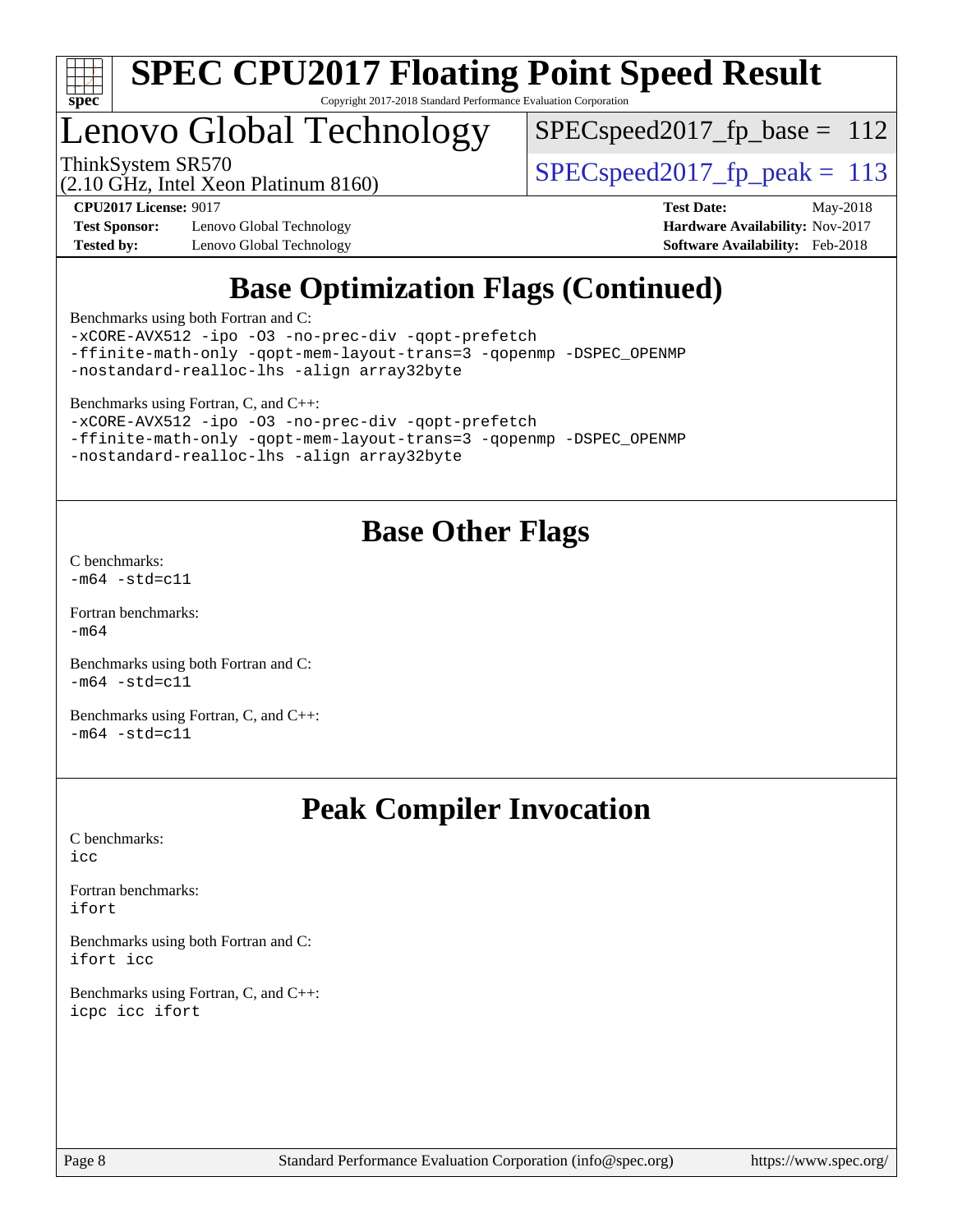## Base Optimization Flags (Continued)

Benchmarks using both Fortran and C:

```
-xCORE-AVX512 -ipo -O3 -no-prec-div -qopt-prefetch
-ffinite-math-only -qopt-mem-layout-trans=3 -qopenmp -DSPEC_OPENMP
-nostandard-realloc-lhs -align array32byte
```

Benchmarks using Fortran, C, and C++:

```
-xCORE-AVX512 -ipo -O3 -no-prec-div -qopt-prefetch
-ffinite-math-only -qopt-mem-layout-trans=3 -qopenmp -DSPEC_OPENMP
-nostandard-realloc-lhs -align array32byte
```

## Base Other Flags

C benchmarks:

```
-m64 -std=c11
```

Fortran benchmarks:

```
-m64
```

Benchmarks using both Fortran and C:

```
-m64 -std=c11
```

Benchmarks using Fortran, C, and C++:

```
-m64 -std=c11
```

## Peak Compiler Invocation

C benchmarks:

```
icc
```

Fortran benchmarks:

```
ifort
```

Benchmarks using both Fortran and C:

```
ifort icc
```

Benchmarks using Fortran, C, and C++:

```
icpc icc ifort
```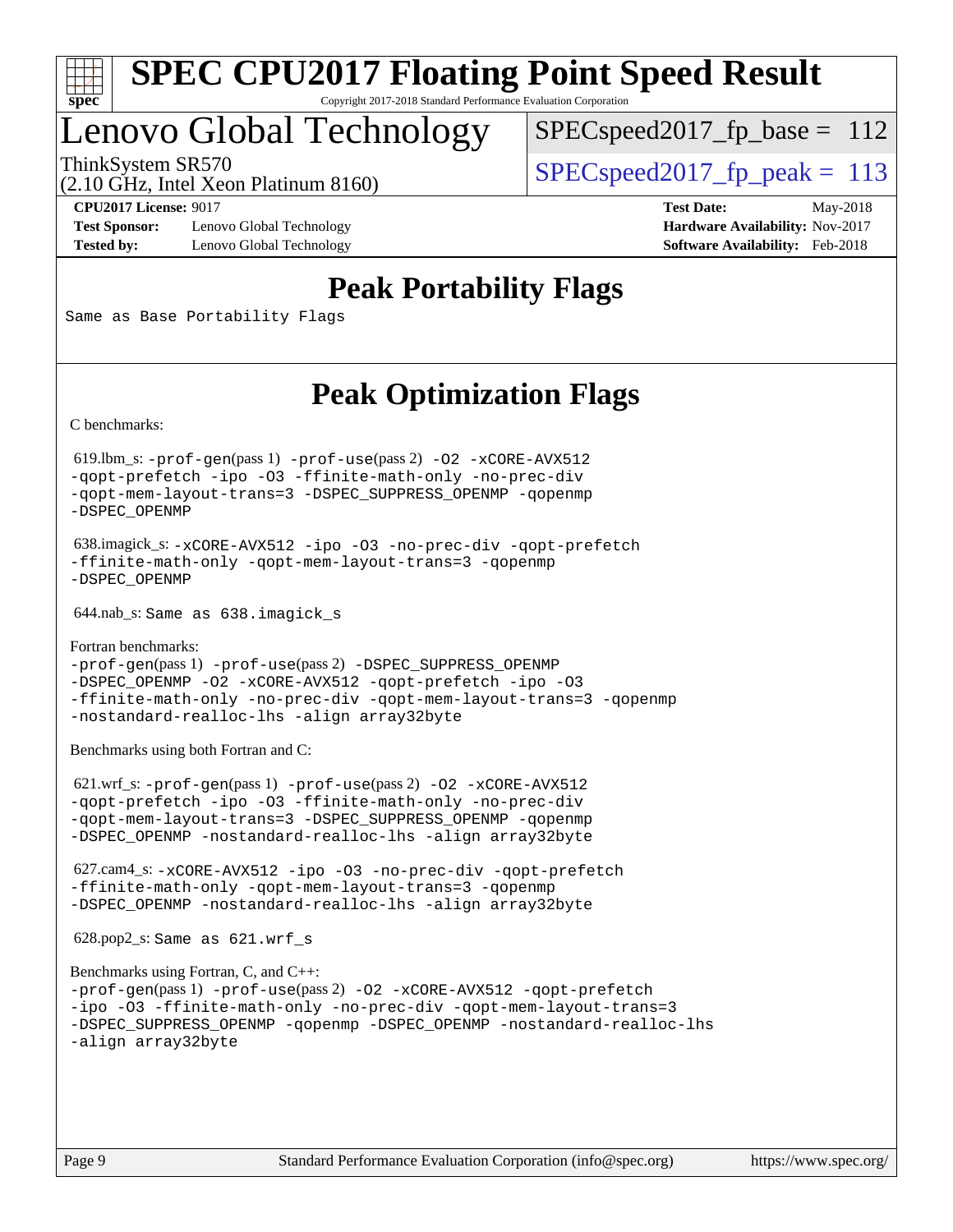# SPEC CPU2017 Floating Point Speed Result

Copyright 2017-2018 Standard Performance Evaluation Corporation

## Lenovo Global Technology

ThinkSystem SR570
(2.10 GHz, Intel Xeon Platinum 8160)

SPECspeed2017_fp_base = 112

SPECspeed2017_fp_peak = 113

**CPU2017 License:** 9017
**Test Sponsor:** Lenovo Global Technology
**Tested by:** Lenovo Global Technology

**Test Date:** May-2018
**Hardware Availability:** Nov-2017
**Software Availability:** Feb-2018

## Peak Portability Flags

Same as Base Portability Flags

## Peak Optimization Flags

C benchmarks:

619.lbm_s: -prof-gen(pass 1) -prof-use(pass 2) -O2 -xCORE-AVX512 -qopt-prefetch -ipo -O3 -ffinite-math-only -no-prec-div -qopt-mem-layout-trans=3 -DSPEC_SUPPRESS_OPENMP -qopenmp -DSPEC_OPENMP

638.imagick_s: -xCORE-AVX512 -ipo -O3 -no-prec-div -qopt-prefetch -ffinite-math-only -qopt-mem-layout-trans=3 -qopenmp -DSPEC_OPENMP

644.nab_s: Same as 638.imagick_s

Fortran benchmarks:

-prof-gen(pass 1) -prof-use(pass 2) -DSPEC_SUPPRESS_OPENMP -DSPEC_OPENMP -O2 -xCORE-AVX512 -qopt-prefetch -ipo -O3 -ffinite-math-only -no-prec-div -qopt-mem-layout-trans=3 -qopenmp -nostandard-realloc-lhs -align array32byte

Benchmarks using both Fortran and C:

621.wrf_s: -prof-gen(pass 1) -prof-use(pass 2) -O2 -xCORE-AVX512 -qopt-prefetch -ipo -O3 -ffinite-math-only -no-prec-div -qopt-mem-layout-trans=3 -DSPEC_SUPPRESS_OPENMP -qopenmp -DSPEC_OPENMP -nostandard-realloc-lhs -align array32byte

627.cam4_s: -xCORE-AVX512 -ipo -O3 -no-prec-div -qopt-prefetch -ffinite-math-only -qopt-mem-layout-trans=3 -qopenmp -DSPEC_OPENMP -nostandard-realloc-lhs -align array32byte

628.pop2_s: Same as 621.wrf_s

Benchmarks using Fortran, C, and C++:

-prof-gen(pass 1) -prof-use(pass 2) -O2 -xCORE-AVX512 -qopt-prefetch -ipo -O3 -ffinite-math-only -no-prec-div -qopt-mem-layout-trans=3 -DSPEC_SUPPRESS_OPENMP -qopenmp -DSPEC_OPENMP -nostandard-realloc-lhs -align array32byte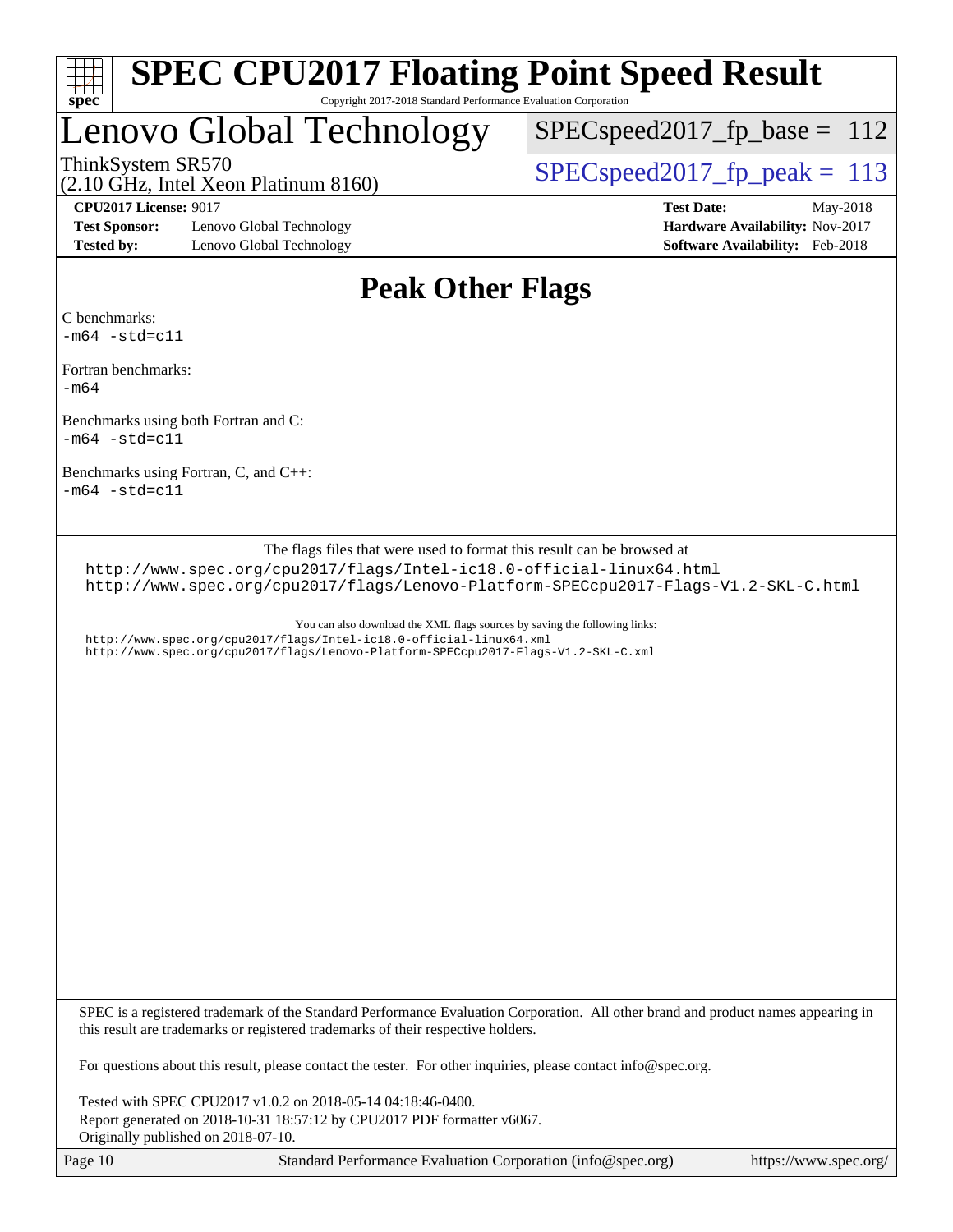# Peak Other Flags

C benchmarks:
-m64 -std=c11

Fortran benchmarks:
-m64

Benchmarks using both Fortran and C:
-m64 -std=c11

Benchmarks using Fortran, C, and C++:
-m64 -std=c11

The flags files that were used to format this result can be browsed at
http://www.spec.org/cpu2017/flags/Intel-ic18.0-official-linux64.html
http://www.spec.org/cpu2017/flags/Lenovo-Platform-SPECcpu2017-Flags-V1.2-SKL-C.html

You can also download the XML flags sources by saving the following links:
http://www.spec.org/cpu2017/flags/Intel-ic18.0-official-linux64.xml
http://www.spec.org/cpu2017/flags/Lenovo-Platform-SPECcpu2017-Flags-V1.2-SKL-C.xml

SPEC is a registered trademark of the Standard Performance Evaluation Corporation. All other brand and product names appearing in this result are trademarks or registered trademarks of their respective holders.

For questions about this result, please contact the tester. For other inquiries, please contact info@spec.org.

Tested with SPEC CPU2017 v1.0.2 on 2018-05-14 04:18:46-0400.
Report generated on 2018-10-31 18:57:12 by CPU2017 PDF formatter v6067.
Originally published on 2018-07-10.